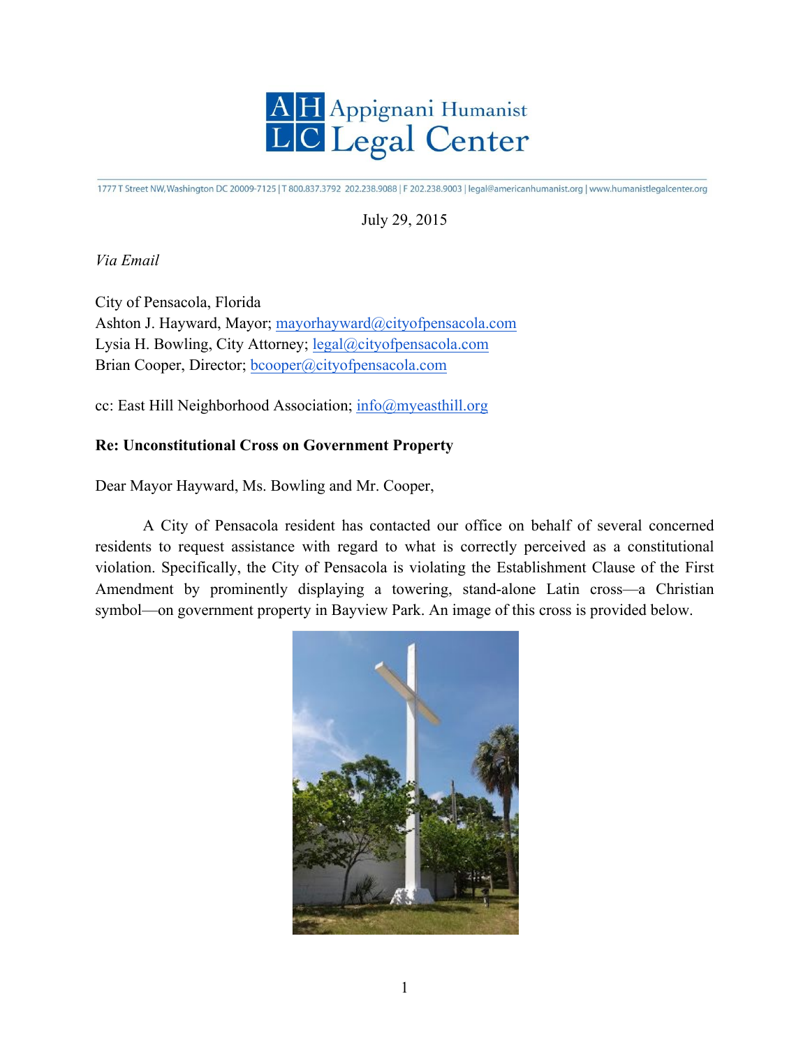# Appignani Humanist Legal Center

1777 T Street NW, Washington DC 20009-7125 | T 800.837.3792 202.238.9088 | F 202.238.9003 | legal@americanhumanist.org | www.humanistlegalcenter.org

July 29, 2015

*Via Email*

City of Pensacola, Florida
Ashton J. Hayward, Mayor; mayorhayward@cityofpensacola.com
Lysia H. Bowling, City Attorney; legal@cityofpensacola.com
Brian Cooper, Director; bcooper@cityofpensacola.com

cc: East Hill Neighborhood Association; info@myeasthill.org

**Re: Unconstitutional Cross on Government Property**

Dear Mayor Hayward, Ms. Bowling and Mr. Cooper,

A City of Pensacola resident has contacted our office on behalf of several concerned residents to request assistance with regard to what is correctly perceived as a constitutional violation. Specifically, the City of Pensacola is violating the Establishment Clause of the First Amendment by prominently displaying a towering, stand-alone Latin cross—a Christian symbol—on government property in Bayview Park. An image of this cross is provided below.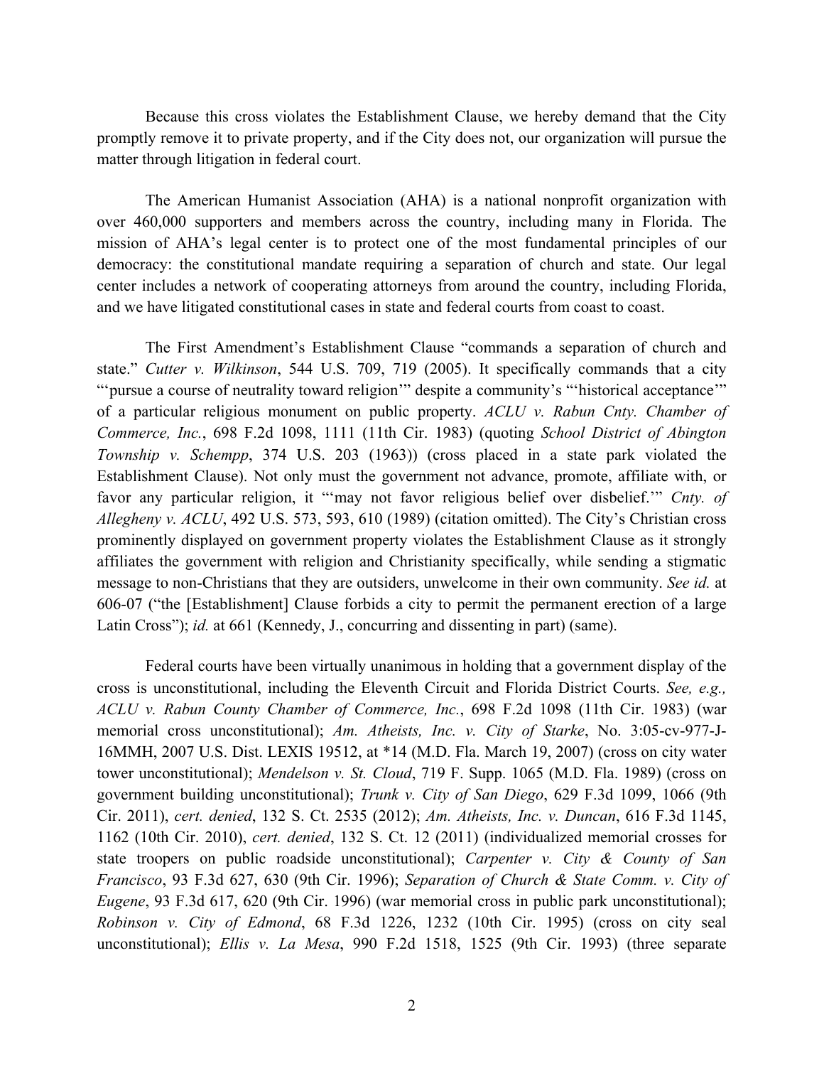Because this cross violates the Establishment Clause, we hereby demand that the City promptly remove it to private property, and if the City does not, our organization will pursue the matter through litigation in federal court.

The American Humanist Association (AHA) is a national nonprofit organization with over 460,000 supporters and members across the country, including many in Florida. The mission of AHA's legal center is to protect one of the most fundamental principles of our democracy: the constitutional mandate requiring a separation of church and state. Our legal center includes a network of cooperating attorneys from around the country, including Florida, and we have litigated constitutional cases in state and federal courts from coast to coast.

The First Amendment's Establishment Clause "commands a separation of church and state." *Cutter v. Wilkinson*, 544 U.S. 709, 719 (2005). It specifically commands that a city "'pursue a course of neutrality toward religion'" despite a community's "'historical acceptance'" of a particular religious monument on public property. *ACLU v. Rabun Cnty. Chamber of Commerce, Inc.*, 698 F.2d 1098, 1111 (11th Cir. 1983) (quoting *School District of Abington Township v. Schempp*, 374 U.S. 203 (1963)) (cross placed in a state park violated the Establishment Clause). Not only must the government not advance, promote, affiliate with, or favor any particular religion, it "'may not favor religious belief over disbelief.'" *Cnty. of Allegheny v. ACLU*, 492 U.S. 573, 593, 610 (1989) (citation omitted). The City's Christian cross prominently displayed on government property violates the Establishment Clause as it strongly affiliates the government with religion and Christianity specifically, while sending a stigmatic message to non-Christians that they are outsiders, unwelcome in their own community. *See id.* at 606-07 ("the [Establishment] Clause forbids a city to permit the permanent erection of a large Latin Cross"); *id.* at 661 (Kennedy, J., concurring and dissenting in part) (same).

Federal courts have been virtually unanimous in holding that a government display of the cross is unconstitutional, including the Eleventh Circuit and Florida District Courts. *See, e.g., ACLU v. Rabun County Chamber of Commerce, Inc.*, 698 F.2d 1098 (11th Cir. 1983) (war memorial cross unconstitutional); *Am. Atheists, Inc. v. City of Starke*, No. 3:05-cv-977-J-16MMH, 2007 U.S. Dist. LEXIS 19512, at *14 (M.D. Fla. March 19, 2007) (cross on city water tower unconstitutional); *Mendelson v. St. Cloud*, 719 F. Supp. 1065 (M.D. Fla. 1989) (cross on government building unconstitutional); *Trunk v. City of San Diego*, 629 F.3d 1099, 1066 (9th Cir. 2011), *cert. denied*, 132 S. Ct. 2535 (2012); *Am. Atheists, Inc. v. Duncan*, 616 F.3d 1145, 1162 (10th Cir. 2010), *cert. denied*, 132 S. Ct. 12 (2011) (individualized memorial crosses for state troopers on public roadside unconstitutional); *Carpenter v. City & County of San Francisco*, 93 F.3d 627, 630 (9th Cir. 1996); *Separation of Church & State Comm. v. City of Eugene*, 93 F.3d 617, 620 (9th Cir. 1996) (war memorial cross in public park unconstitutional); *Robinson v. City of Edmond*, 68 F.3d 1226, 1232 (10th Cir. 1995) (cross on city seal unconstitutional); *Ellis v. La Mesa*, 990 F.2d 1518, 1525 (9th Cir. 1993) (three separate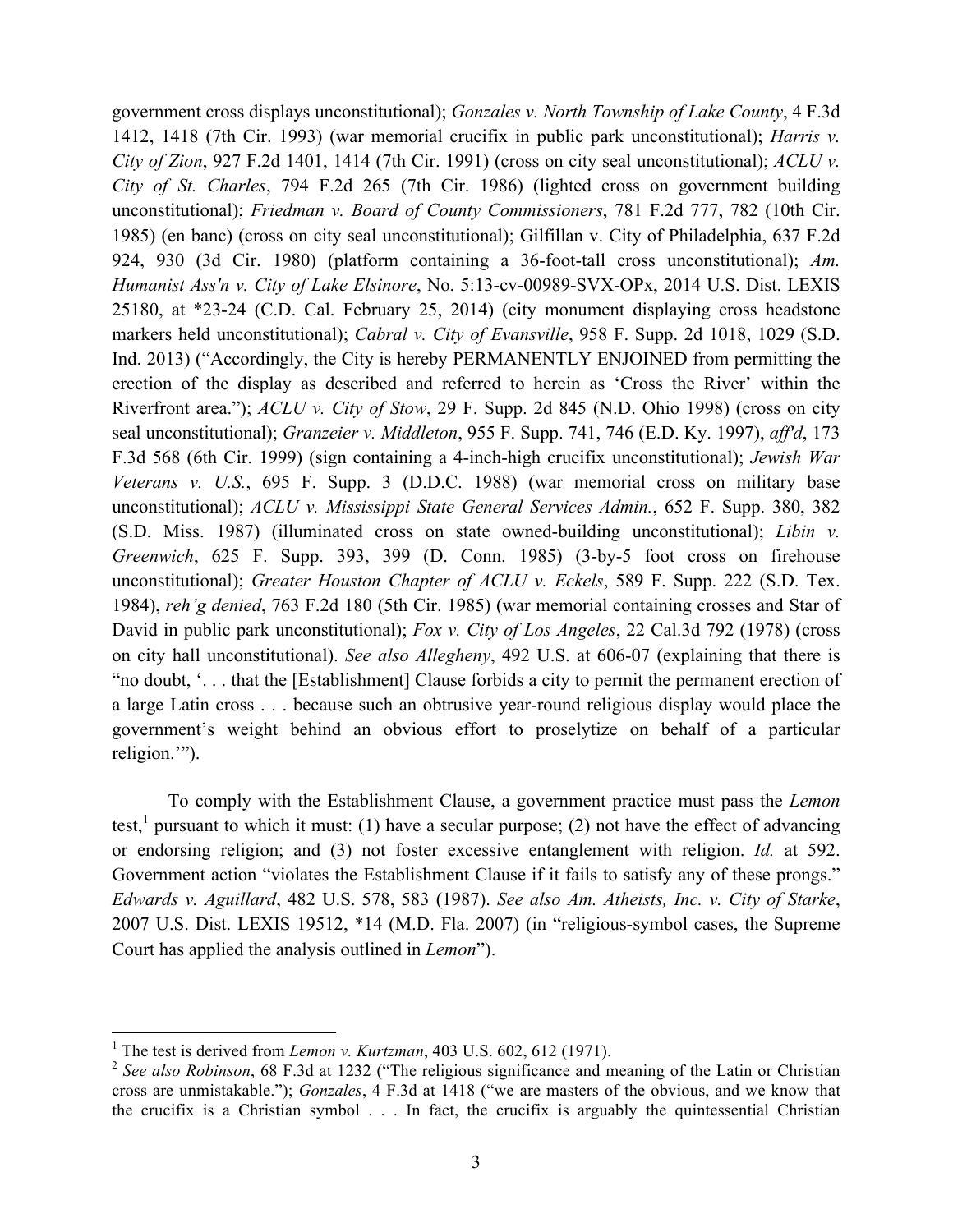government cross displays unconstitutional); *Gonzales v. North Township of Lake County*, 4 F.3d 1412, 1418 (7th Cir. 1993) (war memorial crucifix in public park unconstitutional); *Harris v. City of Zion*, 927 F.2d 1401, 1414 (7th Cir. 1991) (cross on city seal unconstitutional); *ACLU v. City of St. Charles*, 794 F.2d 265 (7th Cir. 1986) (lighted cross on government building unconstitutional); *Friedman v. Board of County Commissioners*, 781 F.2d 777, 782 (10th Cir. 1985) (en banc) (cross on city seal unconstitutional); Gilfillan v. City of Philadelphia, 637 F.2d 924, 930 (3d Cir. 1980) (platform containing a 36-foot-tall cross unconstitutional); *Am. Humanist Ass'n v. City of Lake Elsinore*, No. 5:13-cv-00989-SVX-OPx, 2014 U.S. Dist. LEXIS 25180, at *23-24 (C.D. Cal. February 25, 2014) (city monument displaying cross headstone markers held unconstitutional); *Cabral v. City of Evansville*, 958 F. Supp. 2d 1018, 1029 (S.D. Ind. 2013) ("Accordingly, the City is hereby PERMANENTLY ENJOINED from permitting the erection of the display as described and referred to herein as 'Cross the River' within the Riverfront area."); *ACLU v. City of Stow*, 29 F. Supp. 2d 845 (N.D. Ohio 1998) (cross on city seal unconstitutional); *Granzeier v. Middleton*, 955 F. Supp. 741, 746 (E.D. Ky. 1997), *aff'd*, 173 F.3d 568 (6th Cir. 1999) (sign containing a 4-inch-high crucifix unconstitutional); *Jewish War Veterans v. U.S.*, 695 F. Supp. 3 (D.D.C. 1988) (war memorial cross on military base unconstitutional); *ACLU v. Mississippi State General Services Admin.*, 652 F. Supp. 380, 382 (S.D. Miss. 1987) (illuminated cross on state owned-building unconstitutional); *Libin v. Greenwich*, 625 F. Supp. 393, 399 (D. Conn. 1985) (3-by-5 foot cross on firehouse unconstitutional); *Greater Houston Chapter of ACLU v. Eckels*, 589 F. Supp. 222 (S.D. Tex. 1984), *reh'g denied*, 763 F.2d 180 (5th Cir. 1985) (war memorial containing crosses and Star of David in public park unconstitutional); *Fox v. City of Los Angeles*, 22 Cal.3d 792 (1978) (cross on city hall unconstitutional). *See also Allegheny*, 492 U.S. at 606-07 (explaining that there is "no doubt, '. . . that the [Establishment] Clause forbids a city to permit the permanent erection of a large Latin cross . . . because such an obtrusive year-round religious display would place the government's weight behind an obvious effort to proselytize on behalf of a particular religion.'").

To comply with the Establishment Clause, a government practice must pass the *Lemon* test,[1] pursuant to which it must: (1) have a secular purpose; (2) not have the effect of advancing or endorsing religion; and (3) not foster excessive entanglement with religion. *Id.* at 592. Government action "violates the Establishment Clause if it fails to satisfy any of these prongs." *Edwards v. Aguillard*, 482 U.S. 578, 583 (1987). *See also Am. Atheists, Inc. v. City of Starke*, 2007 U.S. Dist. LEXIS 19512, *14 (M.D. Fla. 2007) (in "religious-symbol cases, the Supreme Court has applied the analysis outlined in *Lemon*").

---

[1] The test is derived from *Lemon v. Kurtzman*, 403 U.S. 602, 612 (1971).

[2] *See also Robinson*, 68 F.3d at 1232 ("The religious significance and meaning of the Latin or Christian cross are unmistakable."); *Gonzales*, 4 F.3d at 1418 ("we are masters of the obvious, and we know that the crucifix is a Christian symbol . . . In fact, the crucifix is arguably the quintessential Christian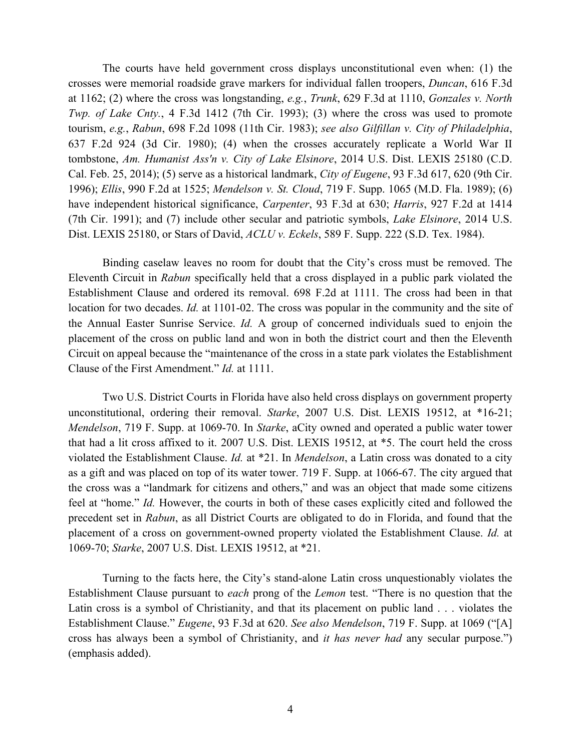The courts have held government cross displays unconstitutional even when: (1) the crosses were memorial roadside grave markers for individual fallen troopers, *Duncan*, 616 F.3d at 1162; (2) where the cross was longstanding, *e.g.*, *Trunk*, 629 F.3d at 1110, *Gonzales v. North Twp. of Lake Cnty.*, 4 F.3d 1412 (7th Cir. 1993); (3) where the cross was used to promote tourism, *e.g.*, *Rabun*, 698 F.2d 1098 (11th Cir. 1983); *see also Gilfillan v. City of Philadelphia*, 637 F.2d 924 (3d Cir. 1980); (4) when the crosses accurately replicate a World War II tombstone, *Am. Humanist Ass'n v. City of Lake Elsinore*, 2014 U.S. Dist. LEXIS 25180 (C.D. Cal. Feb. 25, 2014); (5) serve as a historical landmark, *City of Eugene*, 93 F.3d 617, 620 (9th Cir. 1996); *Ellis*, 990 F.2d at 1525; *Mendelson v. St. Cloud*, 719 F. Supp. 1065 (M.D. Fla. 1989); (6) have independent historical significance, *Carpenter*, 93 F.3d at 630; *Harris*, 927 F.2d at 1414 (7th Cir. 1991); and (7) include other secular and patriotic symbols, *Lake Elsinore*, 2014 U.S. Dist. LEXIS 25180, or Stars of David, *ACLU v. Eckels*, 589 F. Supp. 222 (S.D. Tex. 1984).

Binding caselaw leaves no room for doubt that the City's cross must be removed. The Eleventh Circuit in *Rabun* specifically held that a cross displayed in a public park violated the Establishment Clause and ordered its removal. 698 F.2d at 1111. The cross had been in that location for two decades. *Id.* at 1101-02. The cross was popular in the community and the site of the Annual Easter Sunrise Service. *Id.* A group of concerned individuals sued to enjoin the placement of the cross on public land and won in both the district court and then the Eleventh Circuit on appeal because the "maintenance of the cross in a state park violates the Establishment Clause of the First Amendment." *Id.* at 1111.

Two U.S. District Courts in Florida have also held cross displays on government property unconstitutional, ordering their removal. *Starke*, 2007 U.S. Dist. LEXIS 19512, at *16-21; *Mendelson*, 719 F. Supp. at 1069-70. In *Starke*, aCity owned and operated a public water tower that had a lit cross affixed to it. 2007 U.S. Dist. LEXIS 19512, at *5. The court held the cross violated the Establishment Clause. *Id.* at *21. In *Mendelson*, a Latin cross was donated to a city as a gift and was placed on top of its water tower. 719 F. Supp. at 1066-67. The city argued that the cross was a "landmark for citizens and others," and was an object that made some citizens feel at "home." *Id.* However, the courts in both of these cases explicitly cited and followed the precedent set in *Rabun*, as all District Courts are obligated to do in Florida, and found that the placement of a cross on government-owned property violated the Establishment Clause. *Id.* at 1069-70; *Starke*, 2007 U.S. Dist. LEXIS 19512, at *21.

Turning to the facts here, the City's stand-alone Latin cross unquestionably violates the Establishment Clause pursuant to *each* prong of the *Lemon* test. "There is no question that the Latin cross is a symbol of Christianity, and that its placement on public land . . . violates the Establishment Clause." *Eugene*, 93 F.3d at 620. *See also Mendelson*, 719 F. Supp. at 1069 ("[A] cross has always been a symbol of Christianity, and *it has never had* any secular purpose.") (emphasis added).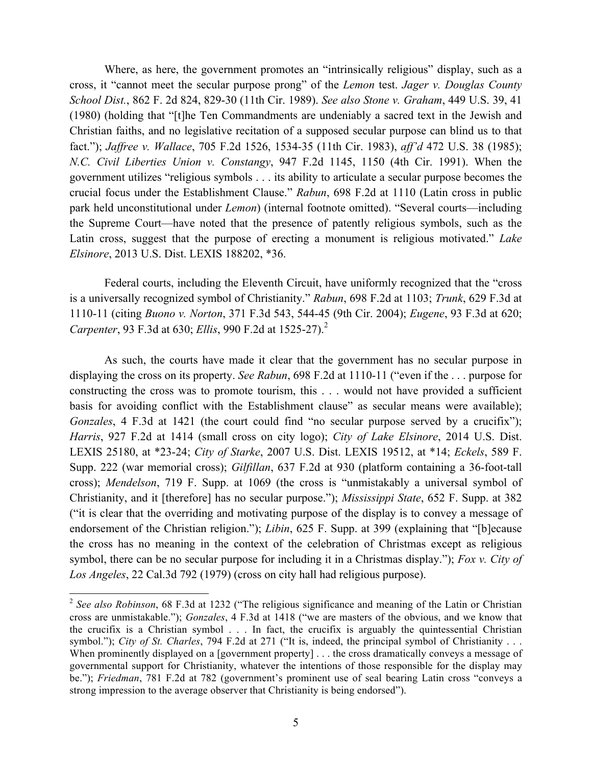Where, as here, the government promotes an "intrinsically religious" display, such as a cross, it "cannot meet the secular purpose prong" of the *Lemon* test. *Jager v. Douglas County School Dist.*, 862 F. 2d 824, 829-30 (11th Cir. 1989). *See also Stone v. Graham*, 449 U.S. 39, 41 (1980) (holding that "[t]he Ten Commandments are undeniably a sacred text in the Jewish and Christian faiths, and no legislative recitation of a supposed secular purpose can blind us to that fact."); *Jaffree v. Wallace*, 705 F.2d 1526, 1534-35 (11th Cir. 1983), *aff'd* 472 U.S. 38 (1985); *N.C. Civil Liberties Union v. Constangy*, 947 F.2d 1145, 1150 (4th Cir. 1991). When the government utilizes "religious symbols . . . its ability to articulate a secular purpose becomes the crucial focus under the Establishment Clause." *Rabun*, 698 F.2d at 1110 (Latin cross in public park held unconstitutional under *Lemon*) (internal footnote omitted). "Several courts—including the Supreme Court—have noted that the presence of patently religious symbols, such as the Latin cross, suggest that the purpose of erecting a monument is religious motivated." *Lake Elsinore*, 2013 U.S. Dist. LEXIS 188202, *36.

Federal courts, including the Eleventh Circuit, have uniformly recognized that the "cross is a universally recognized symbol of Christianity." *Rabun*, 698 F.2d at 1103; *Trunk*, 629 F.3d at 1110-11 (citing *Buono v. Norton*, 371 F.3d 543, 544-45 (9th Cir. 2004); *Eugene*, 93 F.3d at 620; *Carpenter*, 93 F.3d at 630; *Ellis*, 990 F.2d at 1525-27).[2]

As such, the courts have made it clear that the government has no secular purpose in displaying the cross on its property. *See Rabun*, 698 F.2d at 1110-11 ("even if the . . . purpose for constructing the cross was to promote tourism, this . . . would not have provided a sufficient basis for avoiding conflict with the Establishment clause" as secular means were available); *Gonzales*, 4 F.3d at 1421 (the court could find "no secular purpose served by a crucifix"); *Harris*, 927 F.2d at 1414 (small cross on city logo); *City of Lake Elsinore*, 2014 U.S. Dist. LEXIS 25180, at *23-24; *City of Starke*, 2007 U.S. Dist. LEXIS 19512, at *14; *Eckels*, 589 F. Supp. 222 (war memorial cross); *Gilfillan*, 637 F.2d at 930 (platform containing a 36-foot-tall cross); *Mendelson*, 719 F. Supp. at 1069 (the cross is "unmistakably a universal symbol of Christianity, and it [therefore] has no secular purpose."); *Mississippi State*, 652 F. Supp. at 382 ("it is clear that the overriding and motivating purpose of the display is to convey a message of endorsement of the Christian religion."); *Libin*, 625 F. Supp. at 399 (explaining that "[b]ecause the cross has no meaning in the context of the celebration of Christmas except as religious symbol, there can be no secular purpose for including it in a Christmas display."); *Fox v. City of Los Angeles*, 22 Cal.3d 792 (1979) (cross on city hall had religious purpose).

---

[2] *See also Robinson*, 68 F.3d at 1232 ("The religious significance and meaning of the Latin or Christian cross are unmistakable."); *Gonzales*, 4 F.3d at 1418 ("we are masters of the obvious, and we know that the crucifix is a Christian symbol . . . In fact, the crucifix is arguably the quintessential Christian symbol."); *City of St. Charles*, 794 F.2d at 271 ("It is, indeed, the principal symbol of Christianity . . . When prominently displayed on a [government property] . . . the cross dramatically conveys a message of governmental support for Christianity, whatever the intentions of those responsible for the display may be."); *Friedman*, 781 F.2d at 782 (government's prominent use of seal bearing Latin cross "conveys a strong impression to the average observer that Christianity is being endorsed").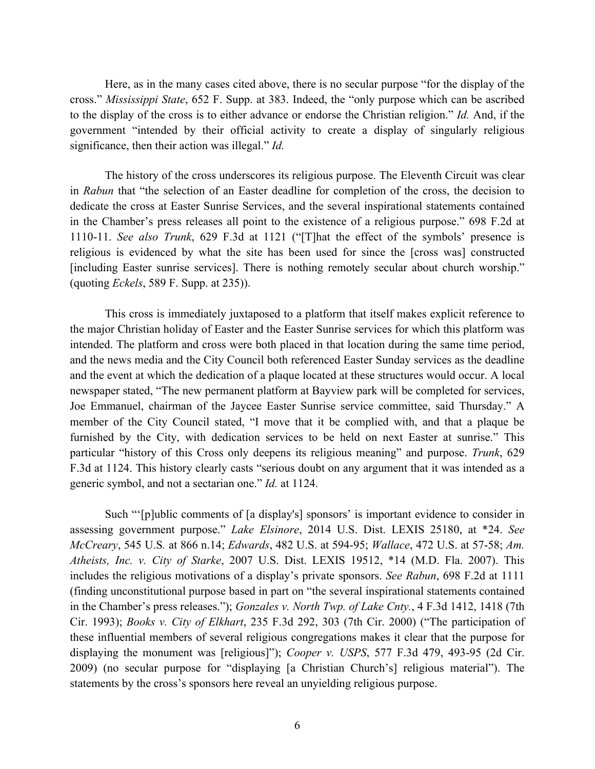Here, as in the many cases cited above, there is no secular purpose "for the display of the cross." *Mississippi State*, 652 F. Supp. at 383. Indeed, the "only purpose which can be ascribed to the display of the cross is to either advance or endorse the Christian religion." *Id.* And, if the government "intended by their official activity to create a display of singularly religious significance, then their action was illegal." *Id.*

The history of the cross underscores its religious purpose. The Eleventh Circuit was clear in *Rabun* that "the selection of an Easter deadline for completion of the cross, the decision to dedicate the cross at Easter Sunrise Services, and the several inspirational statements contained in the Chamber's press releases all point to the existence of a religious purpose." 698 F.2d at 1110-11. *See also Trunk*, 629 F.3d at 1121 ("[T]hat the effect of the symbols' presence is religious is evidenced by what the site has been used for since the [cross was] constructed [including Easter sunrise services]. There is nothing remotely secular about church worship." (quoting *Eckels*, 589 F. Supp. at 235)).

This cross is immediately juxtaposed to a platform that itself makes explicit reference to the major Christian holiday of Easter and the Easter Sunrise services for which this platform was intended. The platform and cross were both placed in that location during the same time period, and the news media and the City Council both referenced Easter Sunday services as the deadline and the event at which the dedication of a plaque located at these structures would occur. A local newspaper stated, "The new permanent platform at Bayview park will be completed for services, Joe Emmanuel, chairman of the Jaycee Easter Sunrise service committee, said Thursday." A member of the City Council stated, "I move that it be complied with, and that a plaque be furnished by the City, with dedication services to be held on next Easter at sunrise." This particular "history of this Cross only deepens its religious meaning" and purpose. *Trunk*, 629 F.3d at 1124. This history clearly casts "serious doubt on any argument that it was intended as a generic symbol, and not a sectarian one." *Id.* at 1124.

Such "'[p]ublic comments of [a display's] sponsors' is important evidence to consider in assessing government purpose." *Lake Elsinore*, 2014 U.S. Dist. LEXIS 25180, at \*24. *See McCreary*, 545 U.S. at 866 n.14; *Edwards*, 482 U.S. at 594-95; *Wallace*, 472 U.S. at 57-58; *Am. Atheists, Inc. v. City of Starke*, 2007 U.S. Dist. LEXIS 19512, \*14 (M.D. Fla. 2007). This includes the religious motivations of a display's private sponsors. *See Rabun*, 698 F.2d at 1111 (finding unconstitutional purpose based in part on "the several inspirational statements contained in the Chamber's press releases."); *Gonzales v. North Twp. of Lake Cnty.*, 4 F.3d 1412, 1418 (7th Cir. 1993); *Books v. City of Elkhart*, 235 F.3d 292, 303 (7th Cir. 2000) ("The participation of these influential members of several religious congregations makes it clear that the purpose for displaying the monument was [religious]"); *Cooper v. USPS*, 577 F.3d 479, 493-95 (2d Cir. 2009) (no secular purpose for "displaying [a Christian Church's] religious material"). The statements by the cross's sponsors here reveal an unyielding religious purpose.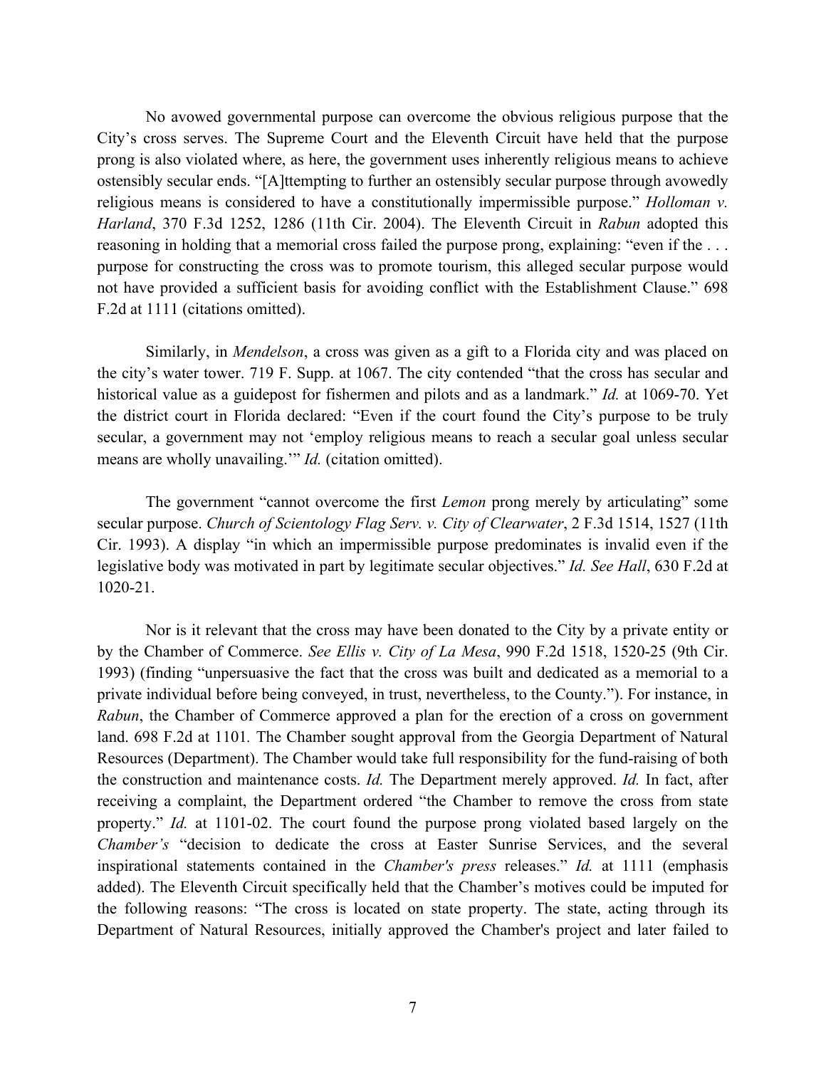No avowed governmental purpose can overcome the obvious religious purpose that the City's cross serves. The Supreme Court and the Eleventh Circuit have held that the purpose prong is also violated where, as here, the government uses inherently religious means to achieve ostensibly secular ends. "[A]ttempting to further an ostensibly secular purpose through avowedly religious means is considered to have a constitutionally impermissible purpose." *Holloman v. Harland*, 370 F.3d 1252, 1286 (11th Cir. 2004). The Eleventh Circuit in *Rabun* adopted this reasoning in holding that a memorial cross failed the purpose prong, explaining: "even if the . . . purpose for constructing the cross was to promote tourism, this alleged secular purpose would not have provided a sufficient basis for avoiding conflict with the Establishment Clause." 698 F.2d at 1111 (citations omitted).

Similarly, in *Mendelson*, a cross was given as a gift to a Florida city and was placed on the city's water tower. 719 F. Supp. at 1067. The city contended "that the cross has secular and historical value as a guidepost for fishermen and pilots and as a landmark." *Id.* at 1069-70. Yet the district court in Florida declared: "Even if the court found the City's purpose to be truly secular, a government may not 'employ religious means to reach a secular goal unless secular means are wholly unavailing.'" *Id.* (citation omitted).

The government "cannot overcome the first *Lemon* prong merely by articulating" some secular purpose. *Church of Scientology Flag Serv. v. City of Clearwater*, 2 F.3d 1514, 1527 (11th Cir. 1993). A display "in which an impermissible purpose predominates is invalid even if the legislative body was motivated in part by legitimate secular objectives." *Id. See Hall*, 630 F.2d at 1020-21.

Nor is it relevant that the cross may have been donated to the City by a private entity or by the Chamber of Commerce. *See Ellis v. City of La Mesa*, 990 F.2d 1518, 1520-25 (9th Cir. 1993) (finding "unpersuasive the fact that the cross was built and dedicated as a memorial to a private individual before being conveyed, in trust, nevertheless, to the County."). For instance, in *Rabun*, the Chamber of Commerce approved a plan for the erection of a cross on government land. 698 F.2d at 1101. The Chamber sought approval from the Georgia Department of Natural Resources (Department). The Chamber would take full responsibility for the fund-raising of both the construction and maintenance costs. *Id.* The Department merely approved. *Id.* In fact, after receiving a complaint, the Department ordered "the Chamber to remove the cross from state property." *Id.* at 1101-02. The court found the purpose prong violated based largely on the *Chamber's* "decision to dedicate the cross at Easter Sunrise Services, and the several inspirational statements contained in the *Chamber's press* releases." *Id.* at 1111 (emphasis added). The Eleventh Circuit specifically held that the Chamber's motives could be imputed for the following reasons: "The cross is located on state property. The state, acting through its Department of Natural Resources, initially approved the Chamber's project and later failed to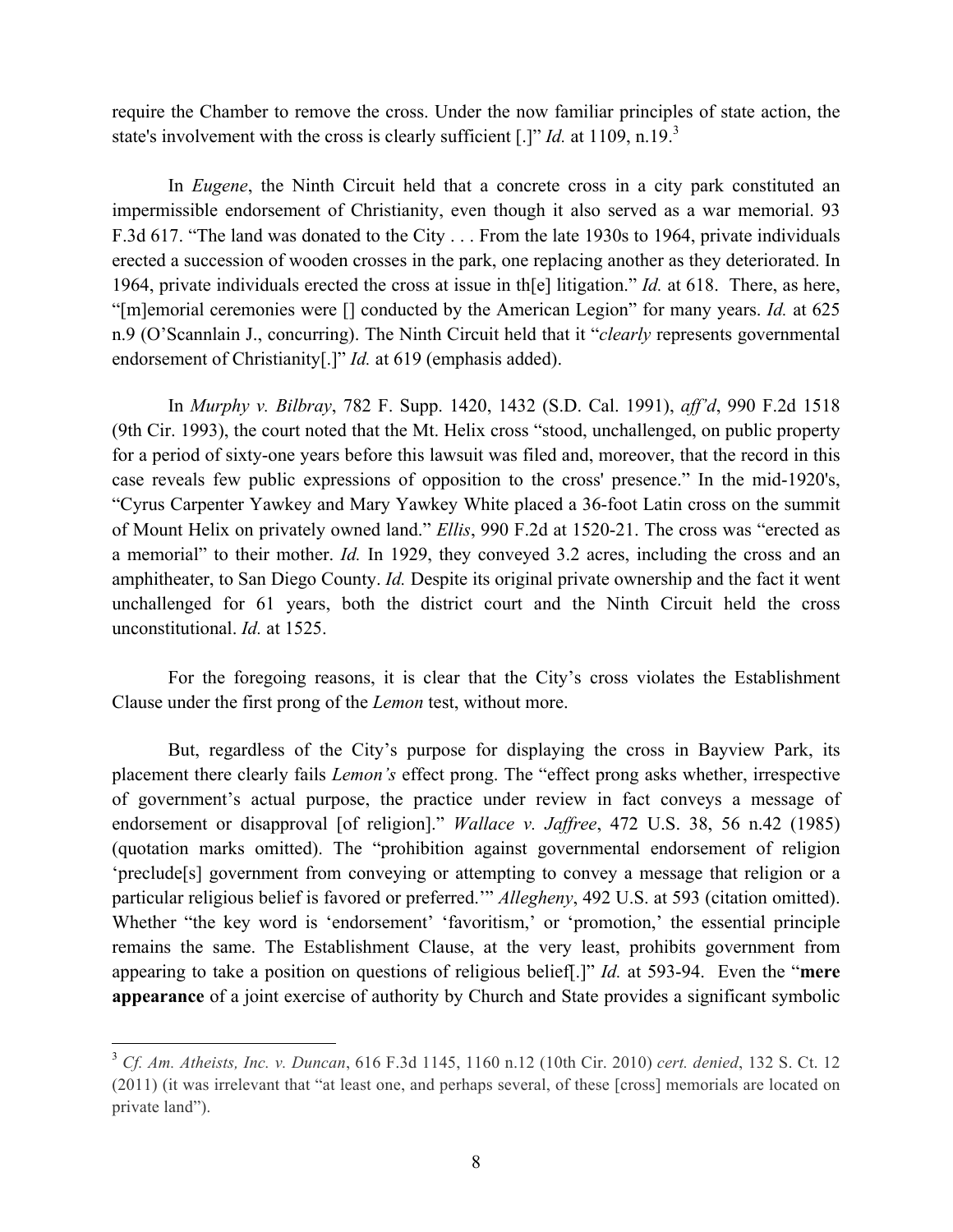require the Chamber to remove the cross. Under the now familiar principles of state action, the state's involvement with the cross is clearly sufficient [.]" *Id.* at 1109, n.19.[3]

In *Eugene*, the Ninth Circuit held that a concrete cross in a city park constituted an impermissible endorsement of Christianity, even though it also served as a war memorial. 93 F.3d 617. "The land was donated to the City . . . From the late 1930s to 1964, private individuals erected a succession of wooden crosses in the park, one replacing another as they deteriorated. In 1964, private individuals erected the cross at issue in th[e] litigation." *Id.* at 618. There, as here, "[m]emorial ceremonies were [] conducted by the American Legion" for many years. *Id.* at 625 n.9 (O'Scannlain J., concurring). The Ninth Circuit held that it "*clearly* represents governmental endorsement of Christianity[.]" *Id.* at 619 (emphasis added).

In *Murphy v. Bilbray*, 782 F. Supp. 1420, 1432 (S.D. Cal. 1991), *aff'd*, 990 F.2d 1518 (9th Cir. 1993), the court noted that the Mt. Helix cross "stood, unchallenged, on public property for a period of sixty-one years before this lawsuit was filed and, moreover, that the record in this case reveals few public expressions of opposition to the cross' presence." In the mid-1920's, "Cyrus Carpenter Yawkey and Mary Yawkey White placed a 36-foot Latin cross on the summit of Mount Helix on privately owned land." *Ellis*, 990 F.2d at 1520-21. The cross was "erected as a memorial" to their mother. *Id.* In 1929, they conveyed 3.2 acres, including the cross and an amphitheater, to San Diego County. *Id.* Despite its original private ownership and the fact it went unchallenged for 61 years, both the district court and the Ninth Circuit held the cross unconstitutional. *Id.* at 1525.

For the foregoing reasons, it is clear that the City's cross violates the Establishment Clause under the first prong of the *Lemon* test, without more.

But, regardless of the City's purpose for displaying the cross in Bayview Park, its placement there clearly fails *Lemon's* effect prong. The "effect prong asks whether, irrespective of government's actual purpose, the practice under review in fact conveys a message of endorsement or disapproval [of religion]." *Wallace v. Jaffree*, 472 U.S. 38, 56 n.42 (1985) (quotation marks omitted). The "prohibition against governmental endorsement of religion 'preclude[s] government from conveying or attempting to convey a message that religion or a particular religious belief is favored or preferred.'" *Allegheny*, 492 U.S. at 593 (citation omitted). Whether "the key word is 'endorsement' 'favoritism,' or 'promotion,' the essential principle remains the same. The Establishment Clause, at the very least, prohibits government from appearing to take a position on questions of religious belief[.]" *Id.* at 593-94. Even the "**mere appearance** of a joint exercise of authority by Church and State provides a significant symbolic

[3] *Cf. Am. Atheists, Inc. v. Duncan*, 616 F.3d 1145, 1160 n.12 (10th Cir. 2010) *cert. denied*, 132 S. Ct. 12 (2011) (it was irrelevant that "at least one, and perhaps several, of these [cross] memorials are located on private land").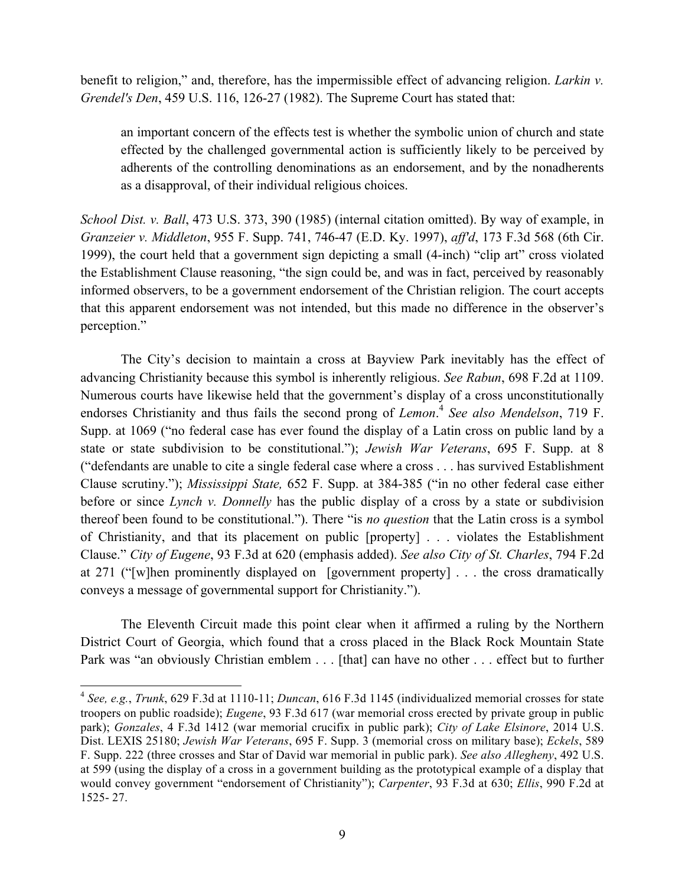benefit to religion," and, therefore, has the impermissible effect of advancing religion. *Larkin v. Grendel's Den*, 459 U.S. 116, 126-27 (1982). The Supreme Court has stated that:

> an important concern of the effects test is whether the symbolic union of church and state effected by the challenged governmental action is sufficiently likely to be perceived by adherents of the controlling denominations as an endorsement, and by the nonadherents as a disapproval, of their individual religious choices.

*School Dist. v. Ball*, 473 U.S. 373, 390 (1985) (internal citation omitted). By way of example, in *Granzeier v. Middleton*, 955 F. Supp. 741, 746-47 (E.D. Ky. 1997), *aff'd*, 173 F.3d 568 (6th Cir. 1999), the court held that a government sign depicting a small (4-inch) "clip art" cross violated the Establishment Clause reasoning, "the sign could be, and was in fact, perceived by reasonably informed observers, to be a government endorsement of the Christian religion. The court accepts that this apparent endorsement was not intended, but this made no difference in the observer's perception."

The City's decision to maintain a cross at Bayview Park inevitably has the effect of advancing Christianity because this symbol is inherently religious. *See Rabun*, 698 F.2d at 1109. Numerous courts have likewise held that the government's display of a cross unconstitutionally endorses Christianity and thus fails the second prong of *Lemon*.[4] *See also Mendelson*, 719 F. Supp. at 1069 ("no federal case has ever found the display of a Latin cross on public land by a state or state subdivision to be constitutional."); *Jewish War Veterans*, 695 F. Supp. at 8 ("defendants are unable to cite a single federal case where a cross . . . has survived Establishment Clause scrutiny."); *Mississippi State,* 652 F. Supp. at 384-385 ("in no other federal case either before or since *Lynch v. Donnelly* has the public display of a cross by a state or subdivision thereof been found to be constitutional."). There "is *no question* that the Latin cross is a symbol of Christianity, and that its placement on public [property] . . . violates the Establishment Clause." *City of Eugene*, 93 F.3d at 620 (emphasis added). *See also City of St. Charles*, 794 F.2d at 271 ("[w]hen prominently displayed on [government property] . . . the cross dramatically conveys a message of governmental support for Christianity.").

The Eleventh Circuit made this point clear when it affirmed a ruling by the Northern District Court of Georgia, which found that a cross placed in the Black Rock Mountain State Park was "an obviously Christian emblem . . . [that] can have no other . . . effect but to further

---

[4] *See, e.g.*, *Trunk*, 629 F.3d at 1110-11; *Duncan*, 616 F.3d 1145 (individualized memorial crosses for state troopers on public roadside); *Eugene*, 93 F.3d 617 (war memorial cross erected by private group in public park); *Gonzales*, 4 F.3d 1412 (war memorial crucifix in public park); *City of Lake Elsinore*, 2014 U.S. Dist. LEXIS 25180; *Jewish War Veterans*, 695 F. Supp. 3 (memorial cross on military base); *Eckels*, 589 F. Supp. 222 (three crosses and Star of David war memorial in public park). *See also Allegheny*, 492 U.S. at 599 (using the display of a cross in a government building as the prototypical example of a display that would convey government "endorsement of Christianity"); *Carpenter*, 93 F.3d at 630; *Ellis*, 990 F.2d at 1525- 27.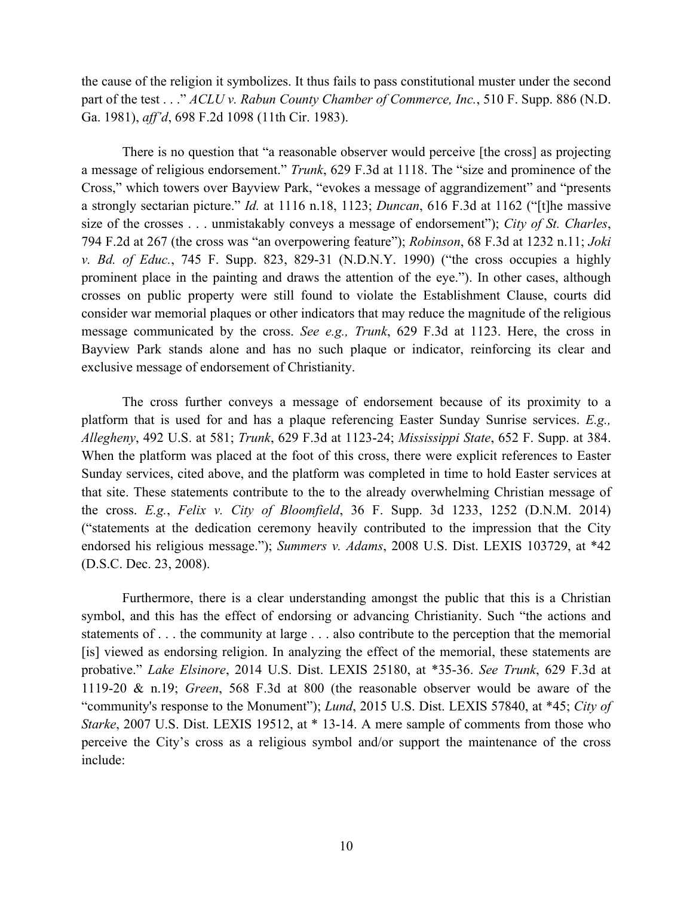the cause of the religion it symbolizes. It thus fails to pass constitutional muster under the second part of the test . . ." *ACLU v. Rabun County Chamber of Commerce, Inc.*, 510 F. Supp. 886 (N.D. Ga. 1981), *aff'd*, 698 F.2d 1098 (11th Cir. 1983).

There is no question that "a reasonable observer would perceive [the cross] as projecting a message of religious endorsement." *Trunk*, 629 F.3d at 1118. The "size and prominence of the Cross," which towers over Bayview Park, "evokes a message of aggrandizement" and "presents a strongly sectarian picture." *Id.* at 1116 n.18, 1123; *Duncan*, 616 F.3d at 1162 ("[t]he massive size of the crosses . . . unmistakably conveys a message of endorsement"); *City of St. Charles*, 794 F.2d at 267 (the cross was "an overpowering feature"); *Robinson*, 68 F.3d at 1232 n.11; *Joki v. Bd. of Educ.*, 745 F. Supp. 823, 829-31 (N.D.N.Y. 1990) ("the cross occupies a highly prominent place in the painting and draws the attention of the eye."). In other cases, although crosses on public property were still found to violate the Establishment Clause, courts did consider war memorial plaques or other indicators that may reduce the magnitude of the religious message communicated by the cross. *See e.g., Trunk*, 629 F.3d at 1123. Here, the cross in Bayview Park stands alone and has no such plaque or indicator, reinforcing its clear and exclusive message of endorsement of Christianity.

The cross further conveys a message of endorsement because of its proximity to a platform that is used for and has a plaque referencing Easter Sunday Sunrise services. *E.g., Allegheny*, 492 U.S. at 581; *Trunk*, 629 F.3d at 1123-24; *Mississippi State*, 652 F. Supp. at 384. When the platform was placed at the foot of this cross, there were explicit references to Easter Sunday services, cited above, and the platform was completed in time to hold Easter services at that site. These statements contribute to the to the already overwhelming Christian message of the cross. *E.g.*, *Felix v. City of Bloomfield*, 36 F. Supp. 3d 1233, 1252 (D.N.M. 2014) ("statements at the dedication ceremony heavily contributed to the impression that the City endorsed his religious message."); *Summers v. Adams*, 2008 U.S. Dist. LEXIS 103729, at *42 (D.S.C. Dec. 23, 2008).

Furthermore, there is a clear understanding amongst the public that this is a Christian symbol, and this has the effect of endorsing or advancing Christianity. Such "the actions and statements of . . . the community at large . . . also contribute to the perception that the memorial [is] viewed as endorsing religion. In analyzing the effect of the memorial, these statements are probative." *Lake Elsinore*, 2014 U.S. Dist. LEXIS 25180, at *35-36. *See Trunk*, 629 F.3d at 1119-20 & n.19; *Green*, 568 F.3d at 800 (the reasonable observer would be aware of the "community's response to the Monument"); *Lund*, 2015 U.S. Dist. LEXIS 57840, at *45; *City of Starke*, 2007 U.S. Dist. LEXIS 19512, at * 13-14. A mere sample of comments from those who perceive the City's cross as a religious symbol and/or support the maintenance of the cross include: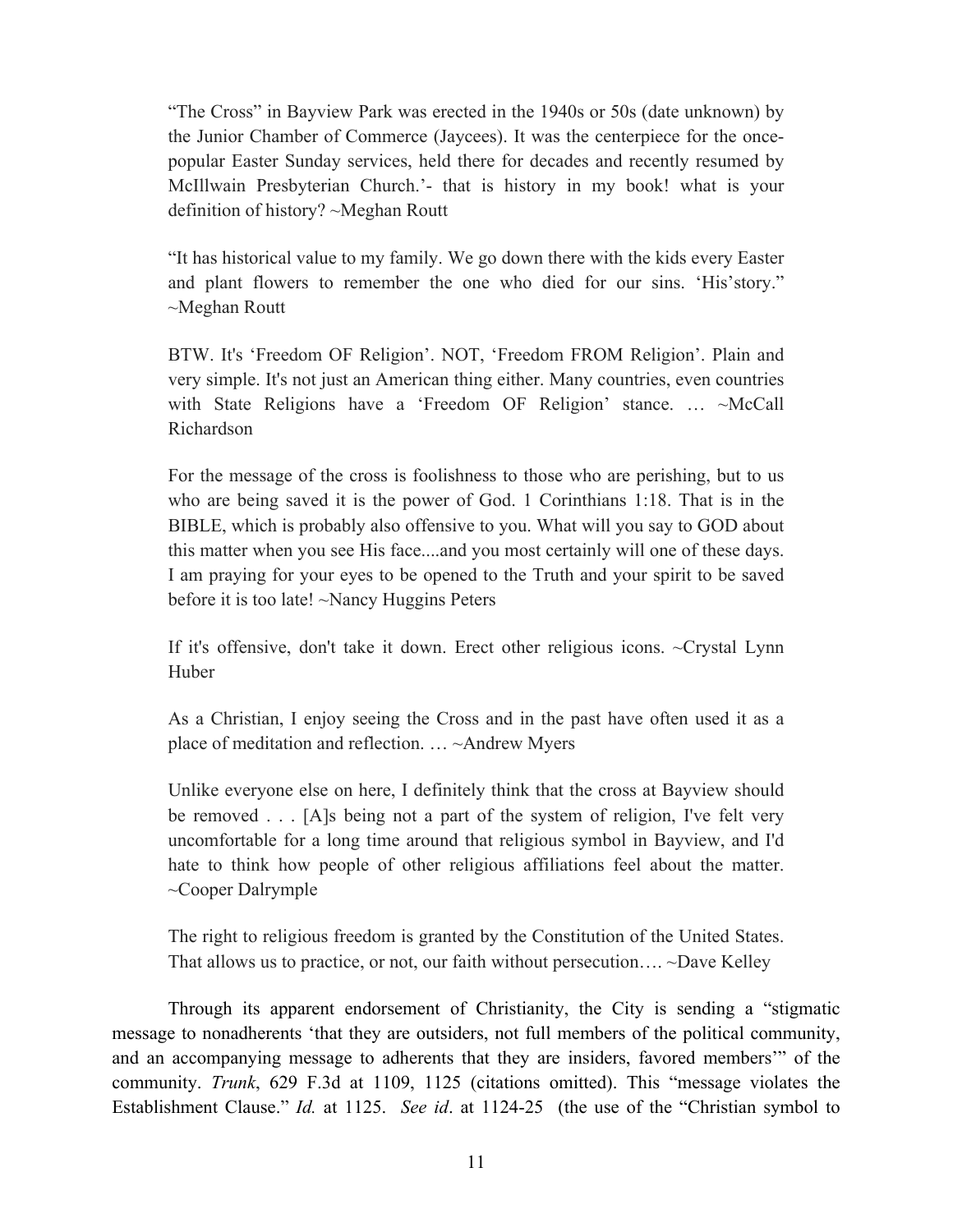> "The Cross" in Bayview Park was erected in the 1940s or 50s (date unknown) by the Junior Chamber of Commerce (Jaycees). It was the centerpiece for the once-popular Easter Sunday services, held there for decades and recently resumed by McIllwain Presbyterian Church.'- that is history in my book! what is your definition of history? ~Meghan Routt
>
> "It has historical value to my family. We go down there with the kids every Easter and plant flowers to remember the one who died for our sins. 'His'story." ~Meghan Routt
>
> BTW. It's 'Freedom OF Religion'. NOT, 'Freedom FROM Religion'. Plain and very simple. It's not just an American thing either. Many countries, even countries with State Religions have a 'Freedom OF Religion' stance. … ~McCall Richardson
>
> For the message of the cross is foolishness to those who are perishing, but to us who are being saved it is the power of God. 1 Corinthians 1:18. That is in the BIBLE, which is probably also offensive to you. What will you say to GOD about this matter when you see His face....and you most certainly will one of these days. I am praying for your eyes to be opened to the Truth and your spirit to be saved before it is too late! ~Nancy Huggins Peters
>
> If it's offensive, don't take it down. Erect other religious icons. ~Crystal Lynn Huber
>
> As a Christian, I enjoy seeing the Cross and in the past have often used it as a place of meditation and reflection. … ~Andrew Myers
>
> Unlike everyone else on here, I definitely think that the cross at Bayview should be removed . . . [A]s being not a part of the system of religion, I've felt very uncomfortable for a long time around that religious symbol in Bayview, and I'd hate to think how people of other religious affiliations feel about the matter. ~Cooper Dalrymple
>
> The right to religious freedom is granted by the Constitution of the United States. That allows us to practice, or not, our faith without persecution…. ~Dave Kelley

Through its apparent endorsement of Christianity, the City is sending a "stigmatic message to nonadherents 'that they are outsiders, not full members of the political community, and an accompanying message to adherents that they are insiders, favored members'" of the community. *Trunk*, 629 F.3d at 1109, 1125 (citations omitted). This "message violates the Establishment Clause." *Id.* at 1125. *See id*. at 1124-25 (the use of the "Christian symbol to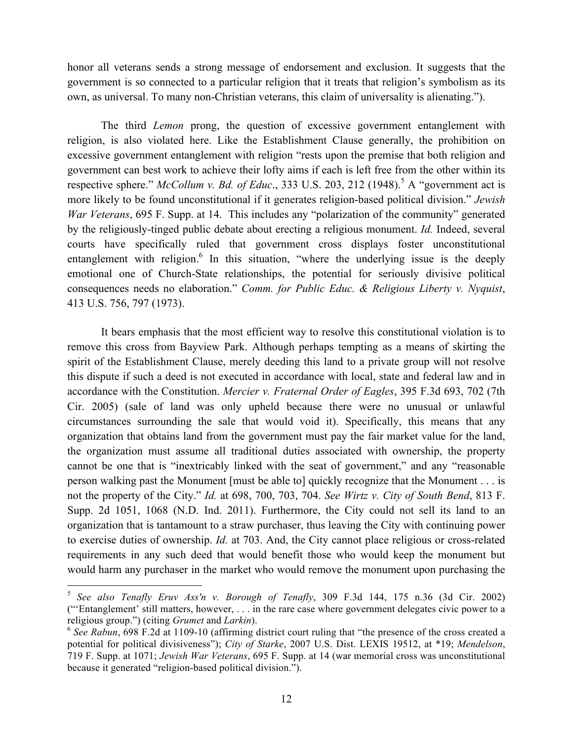honor all veterans sends a strong message of endorsement and exclusion. It suggests that the government is so connected to a particular religion that it treats that religion's symbolism as its own, as universal. To many non-Christian veterans, this claim of universality is alienating.").

The third *Lemon* prong, the question of excessive government entanglement with religion, is also violated here. Like the Establishment Clause generally, the prohibition on excessive government entanglement with religion "rests upon the premise that both religion and government can best work to achieve their lofty aims if each is left free from the other within its respective sphere." *McCollum v. Bd. of Educ*., 333 U.S. 203, 212 (1948).[5] A "government act is more likely to be found unconstitutional if it generates religion-based political division." *Jewish War Veterans*, 695 F. Supp. at 14. This includes any "polarization of the community" generated by the religiously-tinged public debate about erecting a religious monument. *Id.* Indeed, several courts have specifically ruled that government cross displays foster unconstitutional entanglement with religion.[6] In this situation, "where the underlying issue is the deeply emotional one of Church-State relationships, the potential for seriously divisive political consequences needs no elaboration." *Comm. for Public Educ. & Religious Liberty v. Nyquist*, 413 U.S. 756, 797 (1973).

It bears emphasis that the most efficient way to resolve this constitutional violation is to remove this cross from Bayview Park. Although perhaps tempting as a means of skirting the spirit of the Establishment Clause, merely deeding this land to a private group will not resolve this dispute if such a deed is not executed in accordance with local, state and federal law and in accordance with the Constitution. *Mercier v. Fraternal Order of Eagles*, 395 F.3d 693, 702 (7th Cir. 2005) (sale of land was only upheld because there were no unusual or unlawful circumstances surrounding the sale that would void it). Specifically, this means that any organization that obtains land from the government must pay the fair market value for the land, the organization must assume all traditional duties associated with ownership, the property cannot be one that is "inextricably linked with the seat of government," and any "reasonable person walking past the Monument [must be able to] quickly recognize that the Monument . . . is not the property of the City." *Id.* at 698, 700, 703, 704. *See Wirtz v. City of South Bend*, 813 F. Supp. 2d 1051, 1068 (N.D. Ind. 2011). Furthermore, the City could not sell its land to an organization that is tantamount to a straw purchaser, thus leaving the City with continuing power to exercise duties of ownership. *Id.* at 703. And, the City cannot place religious or cross-related requirements in any such deed that would benefit those who would keep the monument but would harm any purchaser in the market who would remove the monument upon purchasing the

---

[5] *See also Tenafly Eruv Ass'n v. Borough of Tenafly*, 309 F.3d 144, 175 n.36 (3d Cir. 2002) ("'Entanglement' still matters, however, . . . in the rare case where government delegates civic power to a religious group.") (citing *Grumet* and *Larkin*).

[6] *See Rabun*, 698 F.2d at 1109-10 (affirming district court ruling that "the presence of the cross created a potential for political divisiveness"); *City of Starke*, 2007 U.S. Dist. LEXIS 19512, at *19; *Mendelson*, 719 F. Supp. at 1071; *Jewish War Veterans*, 695 F. Supp. at 14 (war memorial cross was unconstitutional because it generated "religion-based political division.").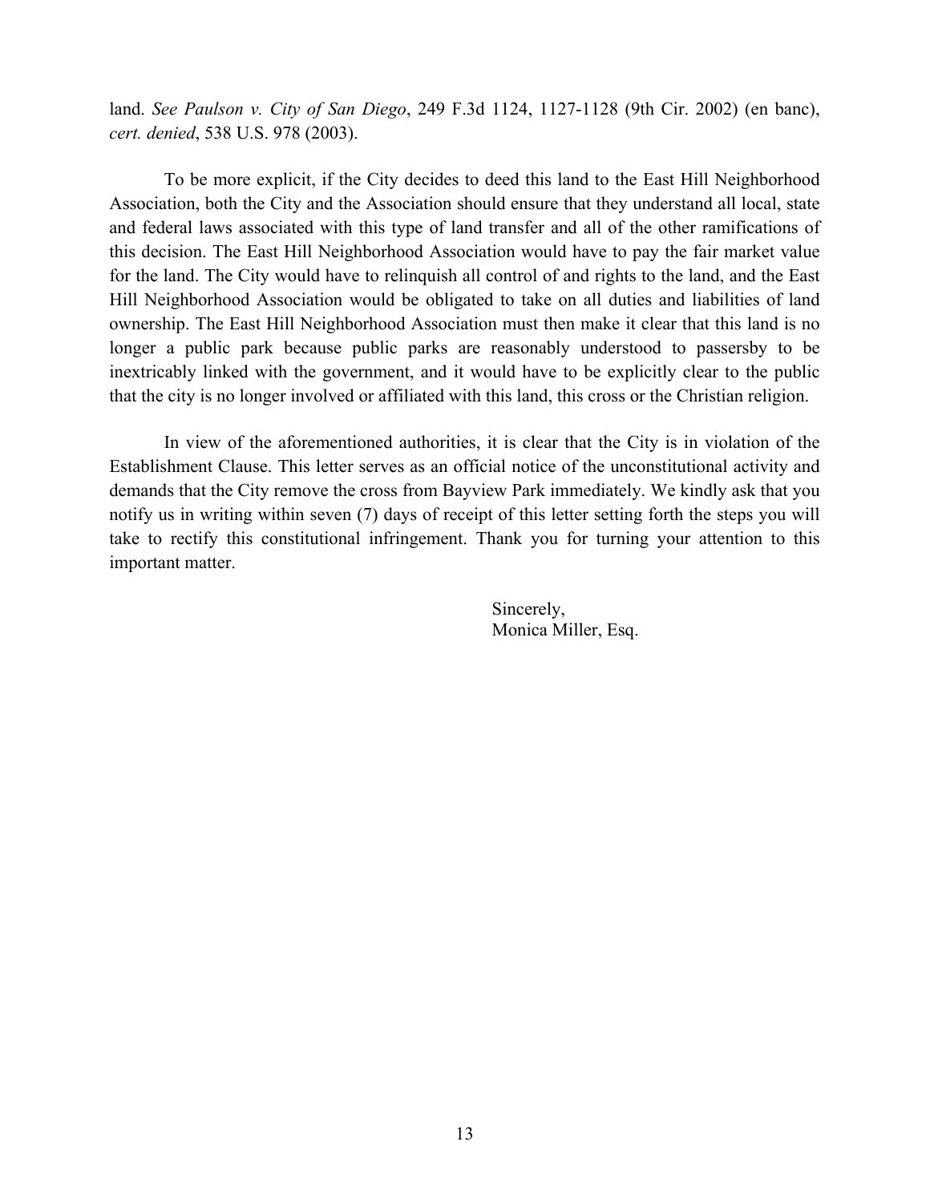land. *See Paulson v. City of San Diego*, 249 F.3d 1124, 1127-1128 (9th Cir. 2002) (en banc), *cert. denied*, 538 U.S. 978 (2003).

To be more explicit, if the City decides to deed this land to the East Hill Neighborhood Association, both the City and the Association should ensure that they understand all local, state and federal laws associated with this type of land transfer and all of the other ramifications of this decision. The East Hill Neighborhood Association would have to pay the fair market value for the land. The City would have to relinquish all control of and rights to the land, and the East Hill Neighborhood Association would be obligated to take on all duties and liabilities of land ownership. The East Hill Neighborhood Association must then make it clear that this land is no longer a public park because public parks are reasonably understood to passersby to be inextricably linked with the government, and it would have to be explicitly clear to the public that the city is no longer involved or affiliated with this land, this cross or the Christian religion.

In view of the aforementioned authorities, it is clear that the City is in violation of the Establishment Clause. This letter serves as an official notice of the unconstitutional activity and demands that the City remove the cross from Bayview Park immediately. We kindly ask that you notify us in writing within seven (7) days of receipt of this letter setting forth the steps you will take to rectify this constitutional infringement. Thank you for turning your attention to this important matter.

Sincerely,
Monica Miller, Esq.